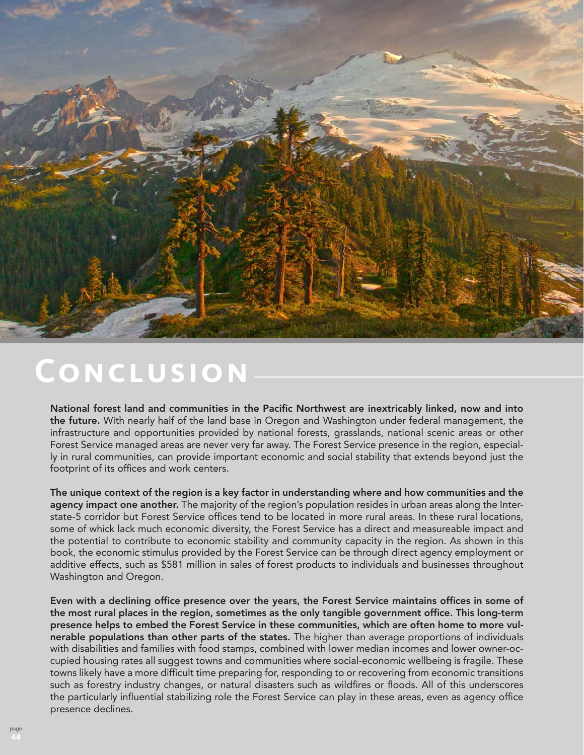# Conclusion

**National forest land and communities in the Pacific Northwest are inextricably linked, now and into the future.** With nearly half of the land base in Oregon and Washington under federal management, the infrastructure and opportunities provided by national forests, grasslands, national scenic areas or other Forest Service managed areas are never very far away. The Forest Service presence in the region, especially in rural communities, can provide important economic and social stability that extends beyond just the footprint of its offices and work centers.

**The unique context of the region is a key factor in understanding where and how communities and the agency impact one another.** The majority of the region's population resides in urban areas along the Interstate-5 corridor but Forest Service offices tend to be located in more rural areas. In these rural locations, some of whick lack much economic diversity, the Forest Service has a direct and measureable impact and the potential to contribute to economic stability and community capacity in the region. As shown in this book, the economic stimulus provided by the Forest Service can be through direct agency employment or additive effects, such as $581 million in sales of forest products to individuals and businesses throughout Washington and Oregon.

**Even with a declining office presence over the years, the Forest Service maintains offices in some of the most rural places in the region, sometimes as the only tangible government office. This long-term presence helps to embed the Forest Service in these communities, which are often home to more vulnerable populations than other parts of the states.** The higher than average proportions of individuals with disabilities and families with food stamps, combined with lower median incomes and lower owner-occupied housing rates all suggest towns and communities where social-economic wellbeing is fragile. These towns likely have a more difficult time preparing for, responding to or recovering from economic transitions such as forestry industry changes, or natural disasters such as wildfires or floods. All of this underscores the particularly influential stabilizing role the Forest Service can play in these areas, even as agency office presence declines.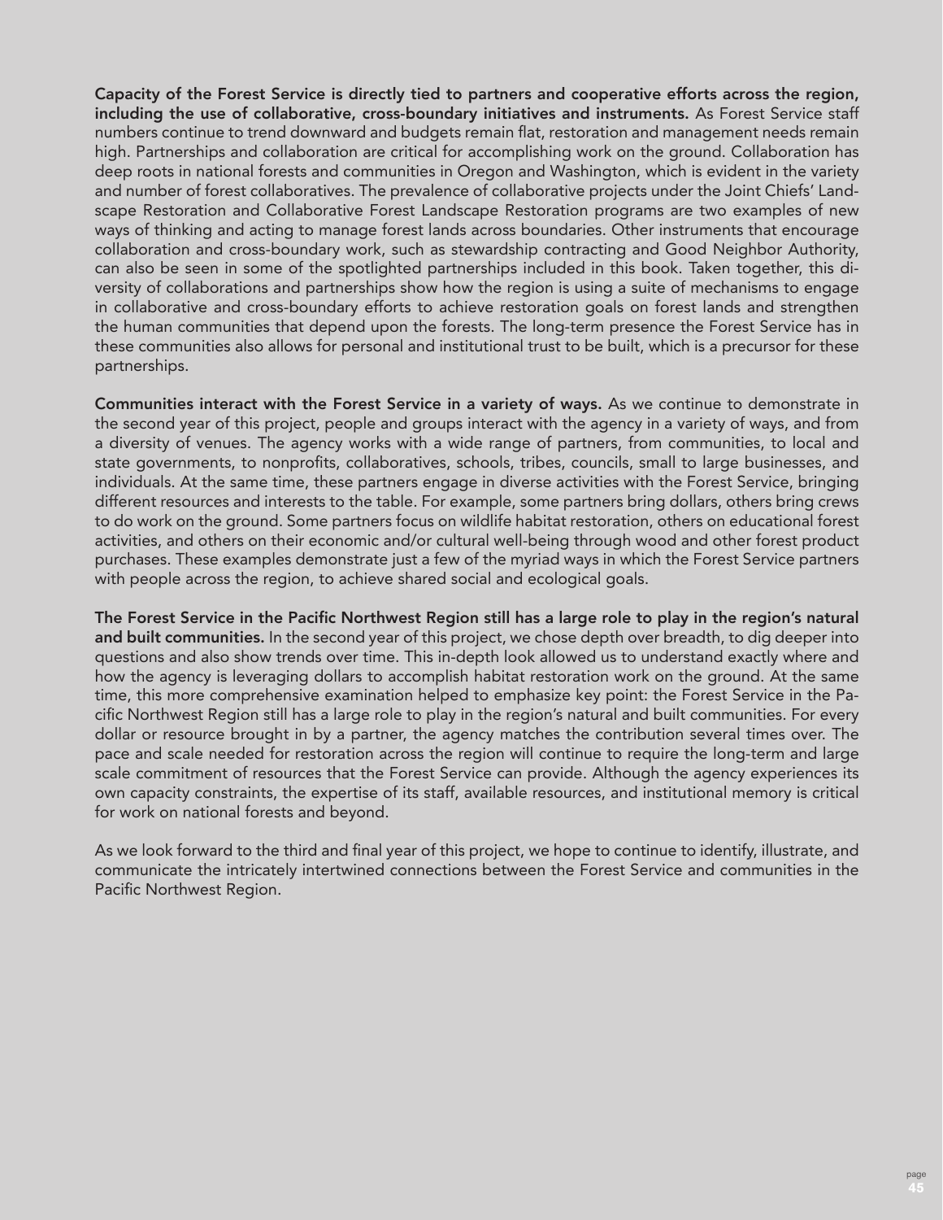**Capacity of the Forest Service is directly tied to partners and cooperative efforts across the region, including the use of collaborative, cross-boundary initiatives and instruments.** As Forest Service staff numbers continue to trend downward and budgets remain flat, restoration and management needs remain high. Partnerships and collaboration are critical for accomplishing work on the ground. Collaboration has deep roots in national forests and communities in Oregon and Washington, which is evident in the variety and number of forest collaboratives. The prevalence of collaborative projects under the Joint Chiefs' Landscape Restoration and Collaborative Forest Landscape Restoration programs are two examples of new ways of thinking and acting to manage forest lands across boundaries. Other instruments that encourage collaboration and cross-boundary work, such as stewardship contracting and Good Neighbor Authority, can also be seen in some of the spotlighted partnerships included in this book. Taken together, this diversity of collaborations and partnerships show how the region is using a suite of mechanisms to engage in collaborative and cross-boundary efforts to achieve restoration goals on forest lands and strengthen the human communities that depend upon the forests. The long-term presence the Forest Service has in these communities also allows for personal and institutional trust to be built, which is a precursor for these partnerships.

**Communities interact with the Forest Service in a variety of ways.** As we continue to demonstrate in the second year of this project, people and groups interact with the agency in a variety of ways, and from a diversity of venues. The agency works with a wide range of partners, from communities, to local and state governments, to nonprofits, collaboratives, schools, tribes, councils, small to large businesses, and individuals. At the same time, these partners engage in diverse activities with the Forest Service, bringing different resources and interests to the table. For example, some partners bring dollars, others bring crews to do work on the ground. Some partners focus on wildlife habitat restoration, others on educational forest activities, and others on their economic and/or cultural well-being through wood and other forest product purchases. These examples demonstrate just a few of the myriad ways in which the Forest Service partners with people across the region, to achieve shared social and ecological goals.

**The Forest Service in the Pacific Northwest Region still has a large role to play in the region's natural and built communities.** In the second year of this project, we chose depth over breadth, to dig deeper into questions and also show trends over time. This in-depth look allowed us to understand exactly where and how the agency is leveraging dollars to accomplish habitat restoration work on the ground. At the same time, this more comprehensive examination helped to emphasize key point: the Forest Service in the Pacific Northwest Region still has a large role to play in the region's natural and built communities. For every dollar or resource brought in by a partner, the agency matches the contribution several times over. The pace and scale needed for restoration across the region will continue to require the long-term and large scale commitment of resources that the Forest Service can provide. Although the agency experiences its own capacity constraints, the expertise of its staff, available resources, and institutional memory is critical for work on national forests and beyond.

As we look forward to the third and final year of this project, we hope to continue to identify, illustrate, and communicate the intricately intertwined connections between the Forest Service and communities in the Pacific Northwest Region.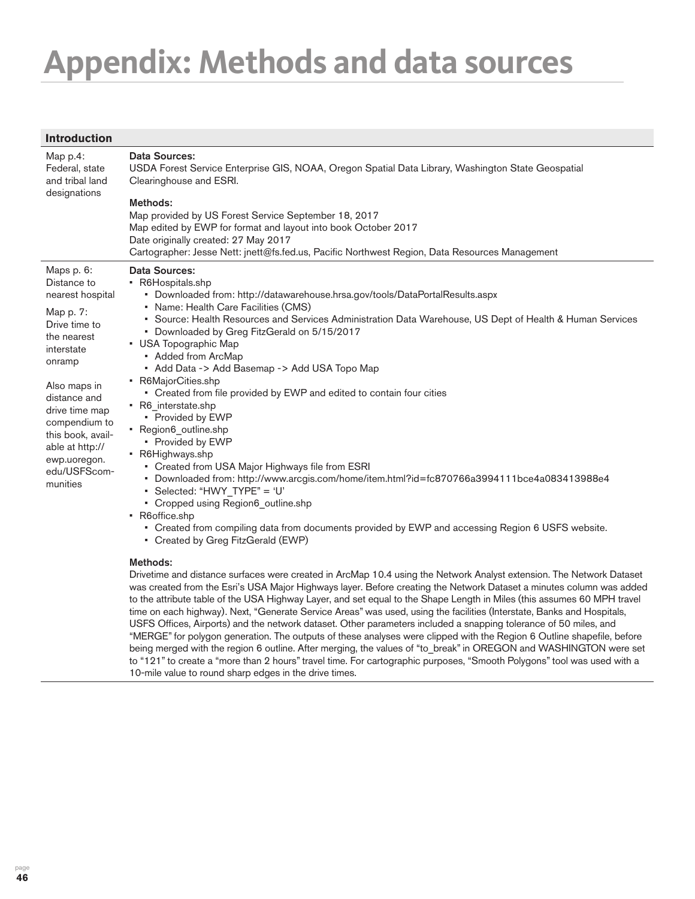# Appendix: Methods and data sources

## Introduction

| | |
|---|---|
| Map p.4: Federal, state and tribal land designations | **Data Sources:**<br>USDA Forest Service Enterprise GIS, NOAA, Oregon Spatial Data Library, Washington State Geospatial Clearinghouse and ESRI.<br><br>**Methods:**<br>Map provided by US Forest Service September 18, 2017<br>Map edited by EWP for format and layout into book October 2017<br>Date originally created: 27 May 2017<br>Cartographer: Jesse Nett: jnett@fs.fed.us, Pacific Northwest Region, Data Resources Management |
| Maps p. 6: Distance to nearest hospital<br><br>Map p. 7: Drive time to the nearest interstate onramp<br><br>Also maps in distance and drive time map compendium to this book, available at http://ewp.uoregon.edu/USFScommunities | **Data Sources:**<br>• R6Hospitals.shp<br>  • Downloaded from: http://datawarehouse.hrsa.gov/tools/DataPortalResults.aspx<br>  • Name: Health Care Facilities (CMS)<br>  • Source: Health Resources and Services Administration Data Warehouse, US Dept of Health & Human Services<br>  • Downloaded by Greg FitzGerald on 5/15/2017<br>• USA Topographic Map<br>  • Added from ArcMap<br>  • Add Data -> Add Basemap -> Add USA Topo Map<br>• R6MajorCities.shp<br>  • Created from file provided by EWP and edited to contain four cities<br>• R6_interstate.shp<br>  • Provided by EWP<br>• Region6_outline.shp<br>  • Provided by EWP<br>• R6Highways.shp<br>  • Created from USA Major Highways file from ESRI<br>  • Downloaded from: http://www.arcgis.com/home/item.html?id=fc870766a3994111bce4a083413988e4<br>  • Selected: "HWY_TYPE" = 'U'<br>  • Cropped using Region6_outline.shp<br>• R6office.shp<br>  • Created from compiling data from documents provided by EWP and accessing Region 6 USFS website.<br>  • Created by Greg FitzGerald (EWP)<br><br>**Methods:**<br>Drivetime and distance surfaces were created in ArcMap 10.4 using the Network Analyst extension. The Network Dataset was created from the Esri's USA Major Highways layer. Before creating the Network Dataset a minutes column was added to the attribute table of the USA Highway Layer, and set equal to the Shape Length in Miles (this assumes 60 MPH travel time on each highway). Next, "Generate Service Areas" was used, using the facilities (Interstate, Banks and Hospitals, USFS Offices, Airports) and the network dataset. Other parameters included a snapping tolerance of 50 miles, and "MERGE" for polygon generation. The outputs of these analyses were clipped with the Region 6 Outline shapefile, before being merged with the region 6 outline. After merging, the values of "to_break" in OREGON and WASHINGTON were set to "121" to create a "more than 2 hours" travel time. For cartographic purposes, "Smooth Polygons" tool was used with a 10-mile value to round sharp edges in the drive times. |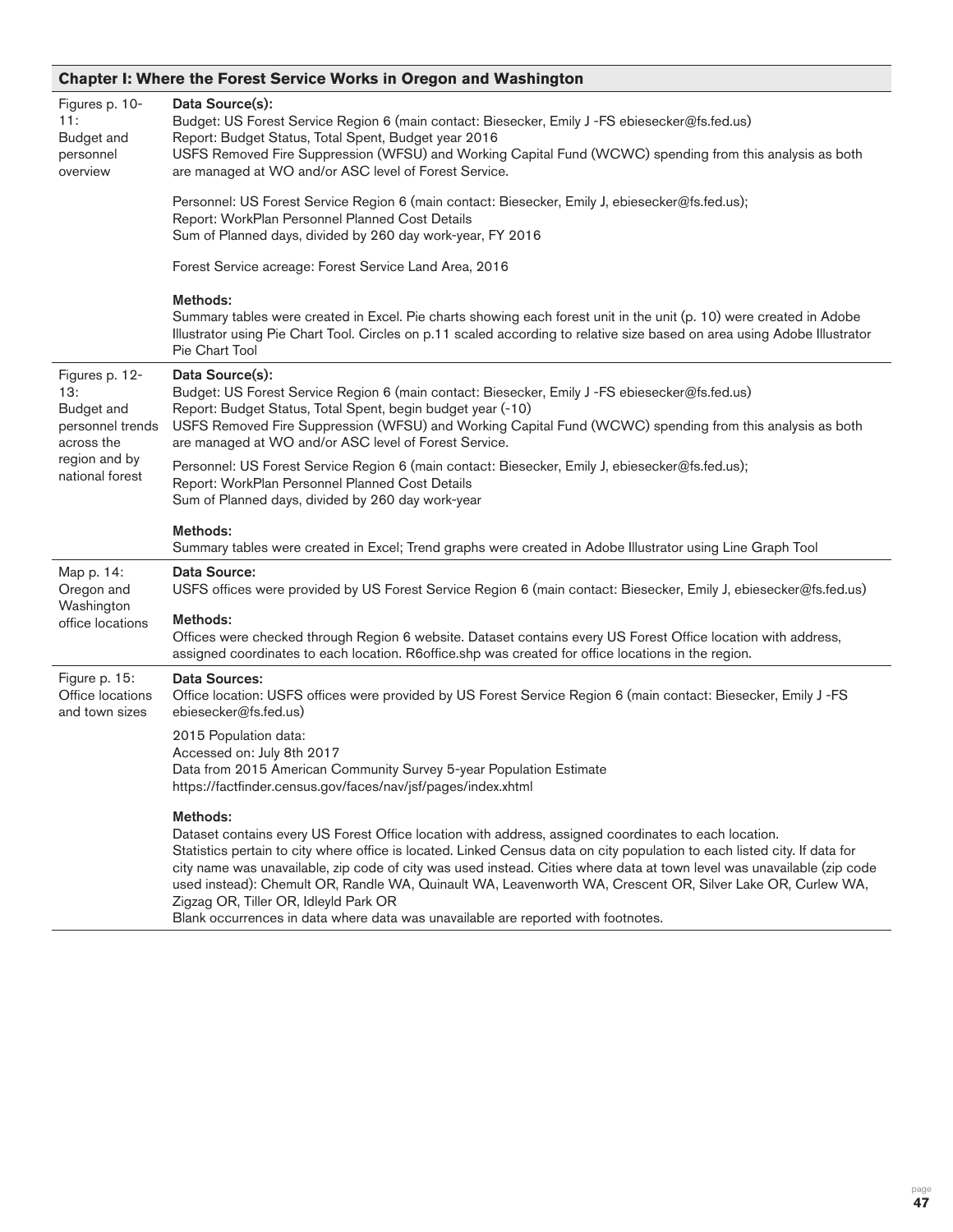| **Chapter I: Where the Forest Service Works in Oregon and Washington** | |
|---|---|
| Figures p. 10-11: Budget and personnel overview | **Data Source(s):**<br>Budget: US Forest Service Region 6 (main contact: Biesecker, Emily J -FS ebiesecker@fs.fed.us)<br>Report: Budget Status, Total Spent, Budget year 2016<br>USFS Removed Fire Suppression (WFSU) and Working Capital Fund (WCWC) spending from this analysis as both are managed at WO and/or ASC level of Forest Service.<br><br>Personnel: US Forest Service Region 6 (main contact: Biesecker, Emily J, ebiesecker@fs.fed.us);<br>Report: WorkPlan Personnel Planned Cost Details<br>Sum of Planned days, divided by 260 day work-year, FY 2016<br><br>Forest Service acreage: Forest Service Land Area, 2016<br><br>**Methods:**<br>Summary tables were created in Excel. Pie charts showing each forest unit in the unit (p. 10) were created in Adobe Illustrator using Pie Chart Tool. Circles on p.11 scaled according to relative size based on area using Adobe Illustrator Pie Chart Tool |
| Figures p. 12-13: Budget and personnel trends across the region and by national forest | **Data Source(s):**<br>Budget: US Forest Service Region 6 (main contact: Biesecker, Emily J -FS ebiesecker@fs.fed.us)<br>Report: Budget Status, Total Spent, begin budget year (-10)<br>USFS Removed Fire Suppression (WFSU) and Working Capital Fund (WCWC) spending from this analysis as both are managed at WO and/or ASC level of Forest Service.<br><br>Personnel: US Forest Service Region 6 (main contact: Biesecker, Emily J, ebiesecker@fs.fed.us);<br>Report: WorkPlan Personnel Planned Cost Details<br>Sum of Planned days, divided by 260 day work-year<br><br>**Methods:**<br>Summary tables were created in Excel; Trend graphs were created in Adobe Illustrator using Line Graph Tool |
| Map p. 14: Oregon and Washington office locations | **Data Source:**<br>USFS offices were provided by US Forest Service Region 6 (main contact: Biesecker, Emily J, ebiesecker@fs.fed.us)<br><br>**Methods:**<br>Offices were checked through Region 6 website. Dataset contains every US Forest Office location with address, assigned coordinates to each location. R6office.shp was created for office locations in the region. |
| Figure p. 15: Office locations and town sizes | **Data Sources:**<br>Office location: USFS offices were provided by US Forest Service Region 6 (main contact: Biesecker, Emily J -FS ebiesecker@fs.fed.us)<br><br>2015 Population data:<br>Accessed on: July 8th 2017<br>Data from 2015 American Community Survey 5-year Population Estimate<br>https://factfinder.census.gov/faces/nav/jsf/pages/index.xhtml<br><br>**Methods:**<br>Dataset contains every US Forest Office location with address, assigned coordinates to each location.<br>Statistics pertain to city where office is located. Linked Census data on city population to each listed city. If data for city name was unavailable, zip code of city was used instead. Cities where data at town level was unavailable (zip code used instead): Chemult OR, Randle WA, Quinault WA, Leavenworth WA, Crescent OR, Silver Lake OR, Curlew WA, Zigzag OR, Tiller OR, Idleyld Park OR<br>Blank occurrences in data where data was unavailable are reported with footnotes. |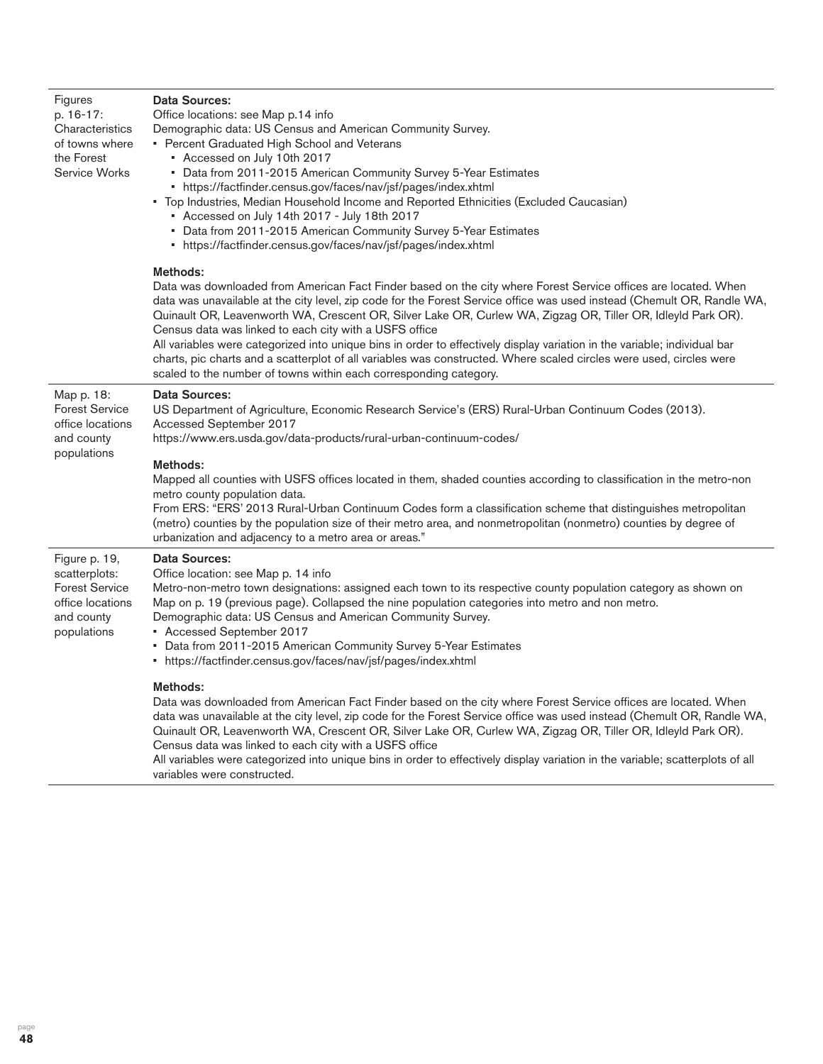| | |
|---|---|
| Figures p. 16-17: Characteristics of towns where the Forest Service Works | **Data Sources:**<br>Office locations: see Map p.14 info<br>Demographic data: US Census and American Community Survey.<br>• Percent Graduated High School and Veterans<br>  • Accessed on July 10th 2017<br>  • Data from 2011-2015 American Community Survey 5-Year Estimates<br>  • https://factfinder.census.gov/faces/nav/jsf/pages/index.xhtml<br>• Top Industries, Median Household Income and Reported Ethnicities (Excluded Caucasian)<br>  • Accessed on July 14th 2017 - July 18th 2017<br>  • Data from 2011-2015 American Community Survey 5-Year Estimates<br>  • https://factfinder.census.gov/faces/nav/jsf/pages/index.xhtml<br><br>**Methods:**<br>Data was downloaded from American Fact Finder based on the city where Forest Service offices are located. When data was unavailable at the city level, zip code for the Forest Service office was used instead (Chemult OR, Randle WA, Quinault OR, Leavenworth WA, Crescent OR, Silver Lake OR, Curlew WA, Zigzag OR, Tiller OR, Idleyld Park OR). Census data was linked to each city with a USFS office<br>All variables were categorized into unique bins in order to effectively display variation in the variable; individual bar charts, pic charts and a scatterplot of all variables was constructed. Where scaled circles were used, circles were scaled to the number of towns within each corresponding category. |
| Map p. 18: Forest Service office locations and county populations | **Data Sources:**<br>US Department of Agriculture, Economic Research Service's (ERS) Rural-Urban Continuum Codes (2013). Accessed September 2017<br>https://www.ers.usda.gov/data-products/rural-urban-continuum-codes/<br><br>**Methods:**<br>Mapped all counties with USFS offices located in them, shaded counties according to classification in the metro-non metro county population data.<br>From ERS: "ERS' 2013 Rural-Urban Continuum Codes form a classification scheme that distinguishes metropolitan (metro) counties by the population size of their metro area, and nonmetropolitan (nonmetro) counties by degree of urbanization and adjacency to a metro area or areas." |
| Figure p. 19, scatterplots: Forest Service office locations and county populations | **Data Sources:**<br>Office location: see Map p. 14 info<br>Metro-non-metro town designations: assigned each town to its respective county population category as shown on Map on p. 19 (previous page). Collapsed the nine population categories into metro and non metro.<br>Demographic data: US Census and American Community Survey.<br>• Accessed September 2017<br>• Data from 2011-2015 American Community Survey 5-Year Estimates<br>• https://factfinder.census.gov/faces/nav/jsf/pages/index.xhtml<br><br>**Methods:**<br>Data was downloaded from American Fact Finder based on the city where Forest Service offices are located. When data was unavailable at the city level, zip code for the Forest Service office was used instead (Chemult OR, Randle WA, Quinault OR, Leavenworth WA, Crescent OR, Silver Lake OR, Curlew WA, Zigzag OR, Tiller OR, Idleyld Park OR). Census data was linked to each city with a USFS office<br>All variables were categorized into unique bins in order to effectively display variation in the variable; scatterplots of all variables were constructed. |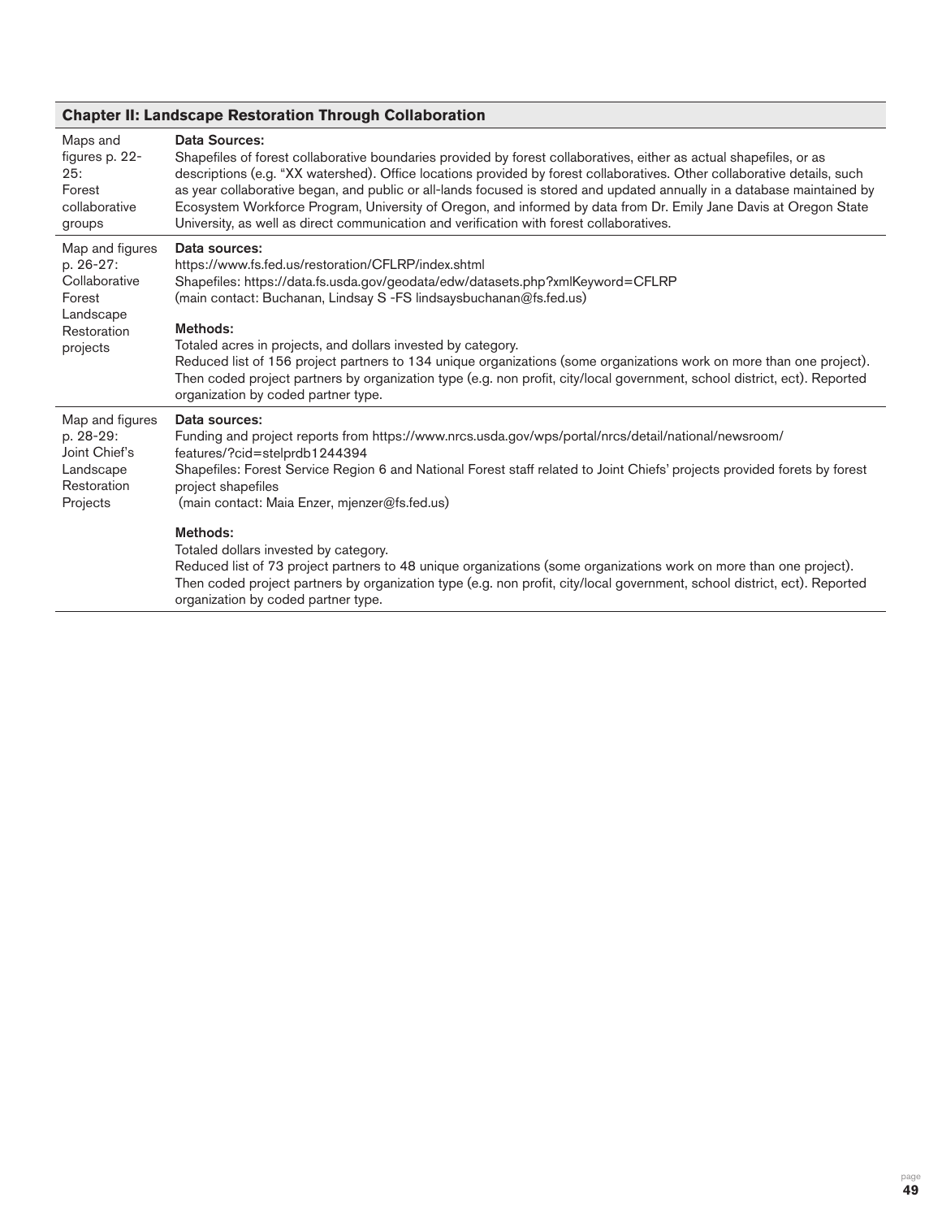| Chapter II: Landscape Restoration Through Collaboration | |
|---|---|
| Maps and figures p. 22-25: Forest collaborative groups | **Data Sources:**<br>Shapefiles of forest collaborative boundaries provided by forest collaboratives, either as actual shapefiles, or as descriptions (e.g. "XX watershed). Office locations provided by forest collaboratives. Other collaborative details, such as year collaborative began, and public or all-lands focused is stored and updated annually in a database maintained by Ecosystem Workforce Program, University of Oregon, and informed by data from Dr. Emily Jane Davis at Oregon State University, as well as direct communication and verification with forest collaboratives. |
| Map and figures p. 26-27: Collaborative Forest Landscape Restoration projects | **Data sources:**<br>https://www.fs.fed.us/restoration/CFLRP/index.shtml<br>Shapefiles: https://data.fs.usda.gov/geodata/edw/datasets.php?xmlKeyword=CFLRP<br>(main contact: Buchanan, Lindsay S -FS lindsaysbuchanan@fs.fed.us)<br><br>**Methods:**<br>Totaled acres in projects, and dollars invested by category.<br>Reduced list of 156 project partners to 134 unique organizations (some organizations work on more than one project). Then coded project partners by organization type (e.g. non profit, city/local government, school district, ect). Reported organization by coded partner type. |
| Map and figures p. 28-29: Joint Chief's Landscape Restoration Projects | **Data sources:**<br>Funding and project reports from https://www.nrcs.usda.gov/wps/portal/nrcs/detail/national/newsroom/features/?cid=stelprdb1244394<br>Shapefiles: Forest Service Region 6 and National Forest staff related to Joint Chiefs' projects provided forets by forest project shapefiles<br>(main contact: Maia Enzer, mjenzer@fs.fed.us)<br><br>**Methods:**<br>Totaled dollars invested by category.<br>Reduced list of 73 project partners to 48 unique organizations (some organizations work on more than one project). Then coded project partners by organization type (e.g. non profit, city/local government, school district, ect). Reported organization by coded partner type. |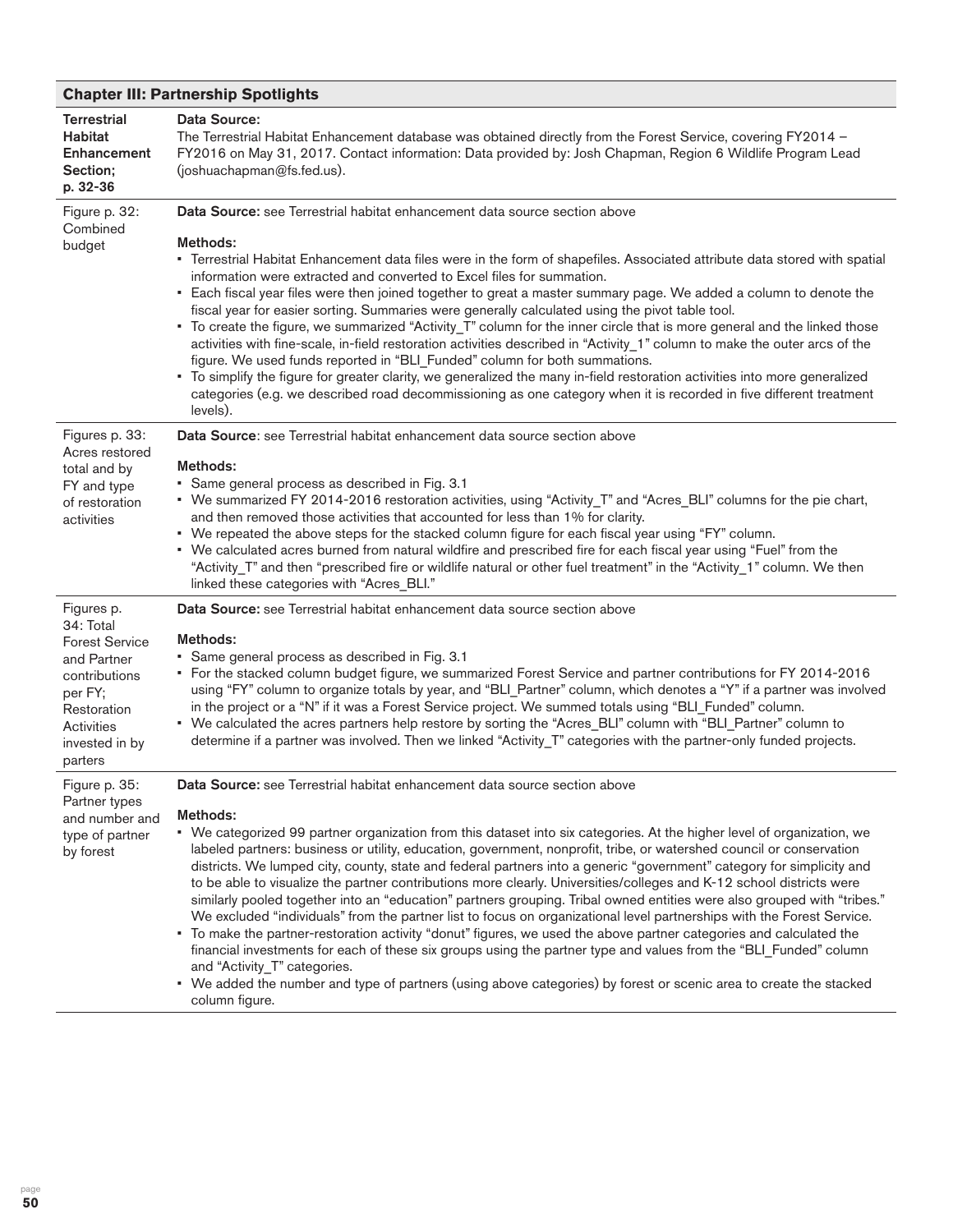| Chapter III: Partnership Spotlights | |
|---|---|
| **Terrestrial Habitat Enhancement Section; p. 32-36** | **Data Source:**<br>The Terrestrial Habitat Enhancement database was obtained directly from the Forest Service, covering FY2014 – FY2016 on May 31, 2017. Contact information: Data provided by: Josh Chapman, Region 6 Wildlife Program Lead (joshuachapman@fs.fed.us). |
| Figure p. 32: Combined budget | **Data Source:** see Terrestrial habitat enhancement data source section above<br><br>**Methods:**<br>• Terrestrial Habitat Enhancement data files were in the form of shapefiles. Associated attribute data stored with spatial information were extracted and converted to Excel files for summation.<br>• Each fiscal year files were then joined together to great a master summary page. We added a column to denote the fiscal year for easier sorting. Summaries were generally calculated using the pivot table tool.<br>• To create the figure, we summarized "Activity_T" column for the inner circle that is more general and the linked those activities with fine-scale, in-field restoration activities described in "Activity_1" column to make the outer arcs of the figure. We used funds reported in "BLI_Funded" column for both summations.<br>• To simplify the figure for greater clarity, we generalized the many in-field restoration activities into more generalized categories (e.g. we described road decommissioning as one category when it is recorded in five different treatment levels). |
| Figures p. 33: Acres restored total and by FY and type of restoration activities | **Data Source**: see Terrestrial habitat enhancement data source section above<br><br>**Methods:**<br>• Same general process as described in Fig. 3.1<br>• We summarized FY 2014-2016 restoration activities, using "Activity_T" and "Acres_BLI" columns for the pie chart, and then removed those activities that accounted for less than 1% for clarity.<br>• We repeated the above steps for the stacked column figure for each fiscal year using "FY" column.<br>• We calculated acres burned from natural wildfire and prescribed fire for each fiscal year using "Fuel" from the "Activity_T" and then "prescribed fire or wildlife natural or other fuel treatment" in the "Activity_1" column. We then linked these categories with "Acres_BLI." |
| Figures p. 34: Total Forest Service and Partner contributions per FY; Restoration Activities invested in by parters | **Data Source:** see Terrestrial habitat enhancement data source section above<br><br>**Methods:**<br>• Same general process as described in Fig. 3.1<br>• For the stacked column budget figure, we summarized Forest Service and partner contributions for FY 2014-2016 using "FY" column to organize totals by year, and "BLI_Partner" column, which denotes a "Y" if a partner was involved in the project or a "N" if it was a Forest Service project. We summed totals using "BLI_Funded" column.<br>• We calculated the acres partners help restore by sorting the "Acres_BLI" column with "BLI_Partner" column to determine if a partner was involved. Then we linked "Activity_T" categories with the partner-only funded projects. |
| Figure p. 35: Partner types and number and type of partner by forest | **Data Source:** see Terrestrial habitat enhancement data source section above<br><br>**Methods:**<br>• We categorized 99 partner organization from this dataset into six categories. At the higher level of organization, we labeled partners: business or utility, education, government, nonprofit, tribe, or watershed council or conservation districts. We lumped city, county, state and federal partners into a generic "government" category for simplicity and to be able to visualize the partner contributions more clearly. Universities/colleges and K-12 school districts were similarly pooled together into an "education" partners grouping. Tribal owned entities were also grouped with "tribes." We excluded "individuals" from the partner list to focus on organizational level partnerships with the Forest Service.<br>• To make the partner-restoration activity "donut" figures, we used the above partner categories and calculated the financial investments for each of these six groups using the partner type and values from the "BLI_Funded" column and "Activity_T" categories.<br>• We added the number and type of partners (using above categories) by forest or scenic area to create the stacked column figure. |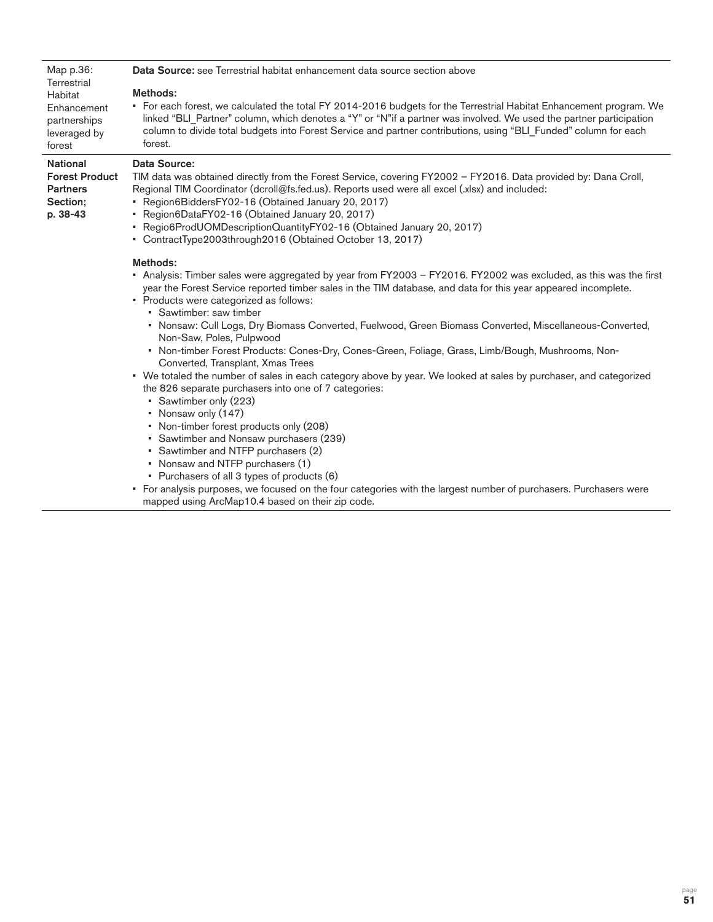| | |
|---|---|
| Map p.36: Terrestrial Habitat Enhancement partnerships leveraged by forest | **Data Source:** see Terrestrial habitat enhancement data source section above<br><br>**Methods:**<br>• For each forest, we calculated the total FY 2014-2016 budgets for the Terrestrial Habitat Enhancement program. We linked "BLI_Partner" column, which denotes a "Y" or "N"if a partner was involved. We used the partner participation column to divide total budgets into Forest Service and partner contributions, using "BLI_Funded" column for each forest. |
| **National Forest Product Partners Section; p. 38-43** | **Data Source:**<br>TIM data was obtained directly from the Forest Service, covering FY2002 – FY2016. Data provided by: Dana Croll, Regional TIM Coordinator (dcroll@fs.fed.us). Reports used were all excel (.xlsx) and included:<br>• Region6BiddersFY02-16 (Obtained January 20, 2017)<br>• Region6DataFY02-16 (Obtained January 20, 2017)<br>• Regio6ProdUOMDescriptionQuantityFY02-16 (Obtained January 20, 2017)<br>• ContractType2003through2016 (Obtained October 13, 2017)<br><br>**Methods:**<br>• Analysis: Timber sales were aggregated by year from FY2003 – FY2016. FY2002 was excluded, as this was the first year the Forest Service reported timber sales in the TIM database, and data for this year appeared incomplete.<br>• Products were categorized as follows:<br>&nbsp;&nbsp;• Sawtimber: saw timber<br>&nbsp;&nbsp;• Nonsaw: Cull Logs, Dry Biomass Converted, Fuelwood, Green Biomass Converted, Miscellaneous-Converted, Non-Saw, Poles, Pulpwood<br>&nbsp;&nbsp;• Non-timber Forest Products: Cones-Dry, Cones-Green, Foliage, Grass, Limb/Bough, Mushrooms, Non-Converted, Transplant, Xmas Trees<br>• We totaled the number of sales in each category above by year. We looked at sales by purchaser, and categorized the 826 separate purchasers into one of 7 categories:<br>&nbsp;&nbsp;• Sawtimber only (223)<br>&nbsp;&nbsp;• Nonsaw only (147)<br>&nbsp;&nbsp;• Non-timber forest products only (208)<br>&nbsp;&nbsp;• Sawtimber and Nonsaw purchasers (239)<br>&nbsp;&nbsp;• Sawtimber and NTFP purchasers (2)<br>&nbsp;&nbsp;• Nonsaw and NTFP purchasers (1)<br>&nbsp;&nbsp;• Purchasers of all 3 types of products (6)<br>• For analysis purposes, we focused on the four categories with the largest number of purchasers. Purchasers were mapped using ArcMap10.4 based on their zip code. |